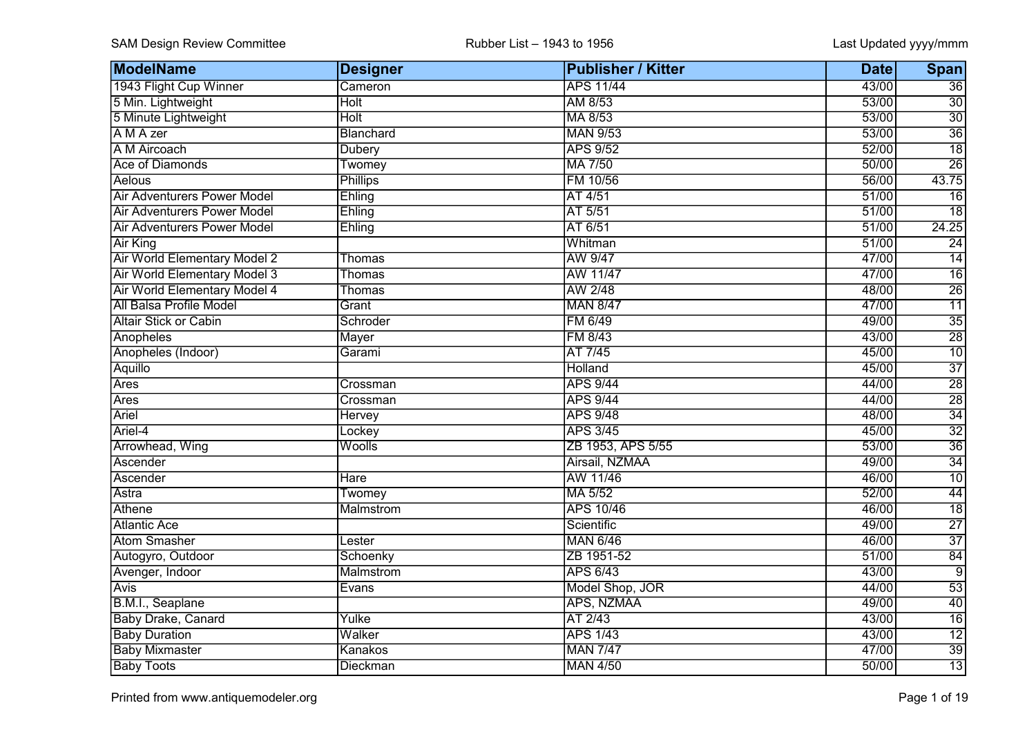| ModelName | Designer | Publisher / Kitter | Date | Span |
|---|---|---|---|---|
| 1943 Flight Cup Winner | Cameron | APS 11/44 | 43/00 | 36 |
| 5 Min. Lightweight | Holt | AM 8/53 | 53/00 | 30 |
| 5 Minute Lightweight | Holt | MA 8/53 | 53/00 | 30 |
| A M A zer | Blanchard | MAN 9/53 | 53/00 | 36 |
| A M Aircoach | Dubery | APS 9/52 | 52/00 | 18 |
| Ace of Diamonds | Twomey | MA 7/50 | 50/00 | 26 |
| Aelous | Phillips | FM 10/56 | 56/00 | 43.75 |
| Air Adventurers Power Model | Ehling | AT 4/51 | 51/00 | 16 |
| Air Adventurers Power Model | Ehling | AT 5/51 | 51/00 | 18 |
| Air Adventurers Power Model | Ehling | AT 6/51 | 51/00 | 24.25 |
| Air King | | Whitman | 51/00 | 24 |
| Air World Elementary Model 2 | Thomas | AW 9/47 | 47/00 | 14 |
| Air World Elementary Model 3 | Thomas | AW 11/47 | 47/00 | 16 |
| Air World Elementary Model 4 | Thomas | AW 2/48 | 48/00 | 26 |
| All Balsa Profile Model | Grant | MAN 8/47 | 47/00 | 11 |
| Altair Stick or Cabin | Schroder | FM 6/49 | 49/00 | 35 |
| Anopheles | Mayer | FM 8/43 | 43/00 | 28 |
| Anopheles (Indoor) | Garami | AT 7/45 | 45/00 | 10 |
| Aquillo | | Holland | 45/00 | 37 |
| Ares | Crossman | APS 9/44 | 44/00 | 28 |
| Ares | Crossman | APS 9/44 | 44/00 | 28 |
| Ariel | Hervey | APS 9/48 | 48/00 | 34 |
| Ariel-4 | Lockey | APS 3/45 | 45/00 | 32 |
| Arrowhead, Wing | Woolls | ZB 1953, APS 5/55 | 53/00 | 36 |
| Ascender | | Airsail, NZMAA | 49/00 | 34 |
| Ascender | Hare | AW 11/46 | 46/00 | 10 |
| Astra | Twomey | MA 5/52 | 52/00 | 44 |
| Athene | Malmstrom | APS 10/46 | 46/00 | 18 |
| Atlantic Ace | | Scientific | 49/00 | 27 |
| Atom Smasher | Lester | MAN 6/46 | 46/00 | 37 |
| Autogyro, Outdoor | Schoenky | ZB 1951-52 | 51/00 | 84 |
| Avenger, Indoor | Malmstrom | APS 6/43 | 43/00 | 9 |
| Avis | Evans | Model Shop, JOR | 44/00 | 53 |
| B.M.I., Seaplane | | APS, NZMAA | 49/00 | 40 |
| Baby Drake, Canard | Yulke | AT 2/43 | 43/00 | 16 |
| Baby Duration | Walker | APS 1/43 | 43/00 | 12 |
| Baby Mixmaster | Kanakos | MAN 7/47 | 47/00 | 39 |
| Baby Toots | Dieckman | MAN 4/50 | 50/00 | 13 |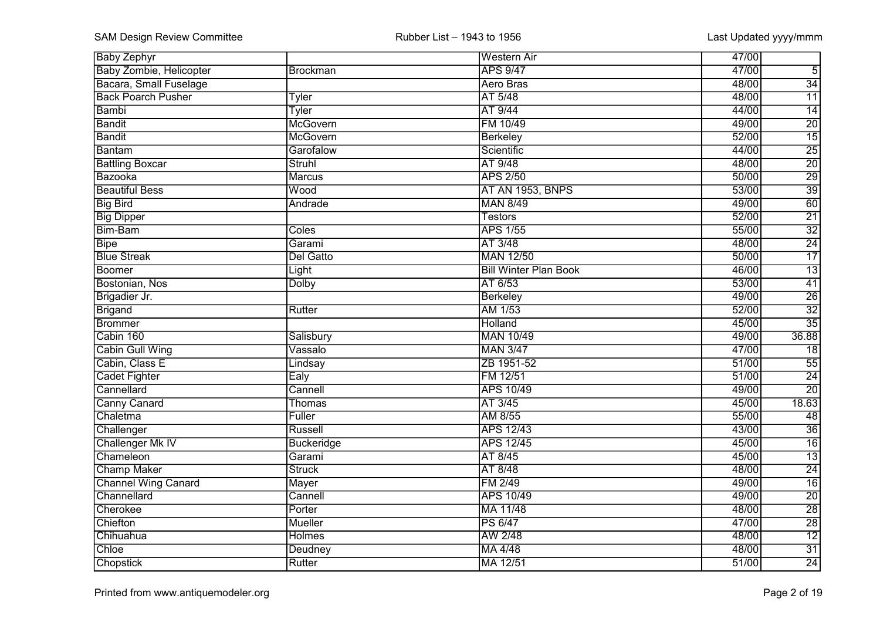| | | | | |
|---|---|---|---|---|
| Baby Zephyr | | Western Air | 47/00 | |
| Baby Zombie, Helicopter | Brockman | APS 9/47 | 47/00 | 5 |
| Bacara, Small Fuselage | | Aero Bras | 48/00 | 34 |
| Back Poarch Pusher | Tyler | AT 5/48 | 48/00 | 11 |
| Bambi | Tyler | AT 9/44 | 44/00 | 14 |
| Bandit | McGovern | FM 10/49 | 49/00 | 20 |
| Bandit | McGovern | Berkeley | 52/00 | 15 |
| Bantam | Garofalow | Scientific | 44/00 | 25 |
| Battling Boxcar | Struhl | AT 9/48 | 48/00 | 20 |
| Bazooka | Marcus | APS 2/50 | 50/00 | 29 |
| Beautiful Bess | Wood | AT AN 1953, BNPS | 53/00 | 39 |
| Big Bird | Andrade | MAN 8/49 | 49/00 | 60 |
| Big Dipper | | Testors | 52/00 | 21 |
| Bim-Bam | Coles | APS 1/55 | 55/00 | 32 |
| Bipe | Garami | AT 3/48 | 48/00 | 24 |
| Blue Streak | Del Gatto | MAN 12/50 | 50/00 | 17 |
| Boomer | Light | Bill Winter Plan Book | 46/00 | 13 |
| Bostonian, Nos | Dolby | AT 6/53 | 53/00 | 41 |
| Brigadier Jr. | | Berkeley | 49/00 | 26 |
| Brigand | Rutter | AM 1/53 | 52/00 | 32 |
| Brommer | | Holland | 45/00 | 35 |
| Cabin 160 | Salisbury | MAN 10/49 | 49/00 | 36.88 |
| Cabin Gull Wing | Vassalo | MAN 3/47 | 47/00 | 18 |
| Cabin, Class E | Lindsay | ZB 1951-52 | 51/00 | 55 |
| Cadet Fighter | Ealy | FM 12/51 | 51/00 | 24 |
| Cannellard | Cannell | APS 10/49 | 49/00 | 20 |
| Canny Canard | Thomas | AT 3/45 | 45/00 | 18.63 |
| Chaletma | Fuller | AM 8/55 | 55/00 | 48 |
| Challenger | Russell | APS 12/43 | 43/00 | 36 |
| Challenger Mk IV | Buckeridge | APS 12/45 | 45/00 | 16 |
| Chameleon | Garami | AT 8/45 | 45/00 | 13 |
| Champ Maker | Struck | AT 8/48 | 48/00 | 24 |
| Channel Wing Canard | Mayer | FM 2/49 | 49/00 | 16 |
| Channellard | Cannell | APS 10/49 | 49/00 | 20 |
| Cherokee | Porter | MA 11/48 | 48/00 | 28 |
| Chiefton | Mueller | PS 6/47 | 47/00 | 28 |
| Chihuahua | Holmes | AW 2/48 | 48/00 | 12 |
| Chloe | Deudney | MA 4/48 | 48/00 | 31 |
| Chopstick | Rutter | MA 12/51 | 51/00 | 24 |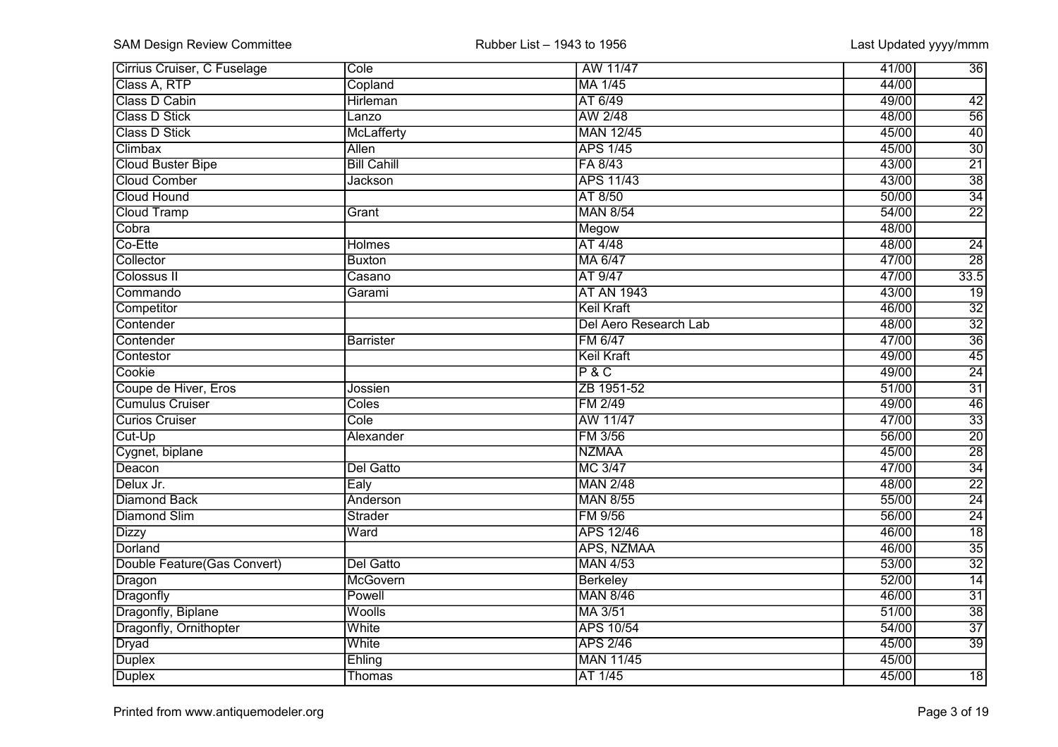| | | | | |
|---|---|---|---|---|
| Cirrius Cruiser, C Fuselage | Cole | AW 11/47 | 41/00 | 36 |
| Class A, RTP | Copland | MA 1/45 | 44/00 | |
| Class D Cabin | Hirleman | AT 6/49 | 49/00 | 42 |
| Class D Stick | Lanzo | AW 2/48 | 48/00 | 56 |
| Class D Stick | McLafferty | MAN 12/45 | 45/00 | 40 |
| Climbax | Allen | APS 1/45 | 45/00 | 30 |
| Cloud Buster Bipe | Bill Cahill | FA 8/43 | 43/00 | 21 |
| Cloud Comber | Jackson | APS 11/43 | 43/00 | 38 |
| Cloud Hound | | AT 8/50 | 50/00 | 34 |
| Cloud Tramp | Grant | MAN 8/54 | 54/00 | 22 |
| Cobra | | Megow | 48/00 | |
| Co-Ette | Holmes | AT 4/48 | 48/00 | 24 |
| Collector | Buxton | MA 6/47 | 47/00 | 28 |
| Colossus II | Casano | AT 9/47 | 47/00 | 33.5 |
| Commando | Garami | AT AN 1943 | 43/00 | 19 |
| Competitor | | Keil Kraft | 46/00 | 32 |
| Contender | | Del Aero Research Lab | 48/00 | 32 |
| Contender | Barrister | FM 6/47 | 47/00 | 36 |
| Contestor | | Keil Kraft | 49/00 | 45 |
| Cookie | | P & C | 49/00 | 24 |
| Coupe de Hiver, Eros | Jossien | ZB 1951-52 | 51/00 | 31 |
| Cumulus Cruiser | Coles | FM 2/49 | 49/00 | 46 |
| Curios Cruiser | Cole | AW 11/47 | 47/00 | 33 |
| Cut-Up | Alexander | FM 3/56 | 56/00 | 20 |
| Cygnet, biplane | | NZMAA | 45/00 | 28 |
| Deacon | Del Gatto | MC 3/47 | 47/00 | 34 |
| Delux Jr. | Ealy | MAN 2/48 | 48/00 | 22 |
| Diamond Back | Anderson | MAN 8/55 | 55/00 | 24 |
| Diamond Slim | Strader | FM 9/56 | 56/00 | 24 |
| Dizzy | Ward | APS 12/46 | 46/00 | 18 |
| Dorland | | APS, NZMAA | 46/00 | 35 |
| Double Feature(Gas Convert) | Del Gatto | MAN 4/53 | 53/00 | 32 |
| Dragon | McGovern | Berkeley | 52/00 | 14 |
| Dragonfly | Powell | MAN 8/46 | 46/00 | 31 |
| Dragonfly, Biplane | Woolls | MA 3/51 | 51/00 | 38 |
| Dragonfly, Ornithopter | White | APS 10/54 | 54/00 | 37 |
| Dryad | White | APS 2/46 | 45/00 | 39 |
| Duplex | Ehling | MAN 11/45 | 45/00 | |
| Duplex | Thomas | AT 1/45 | 45/00 | 18 |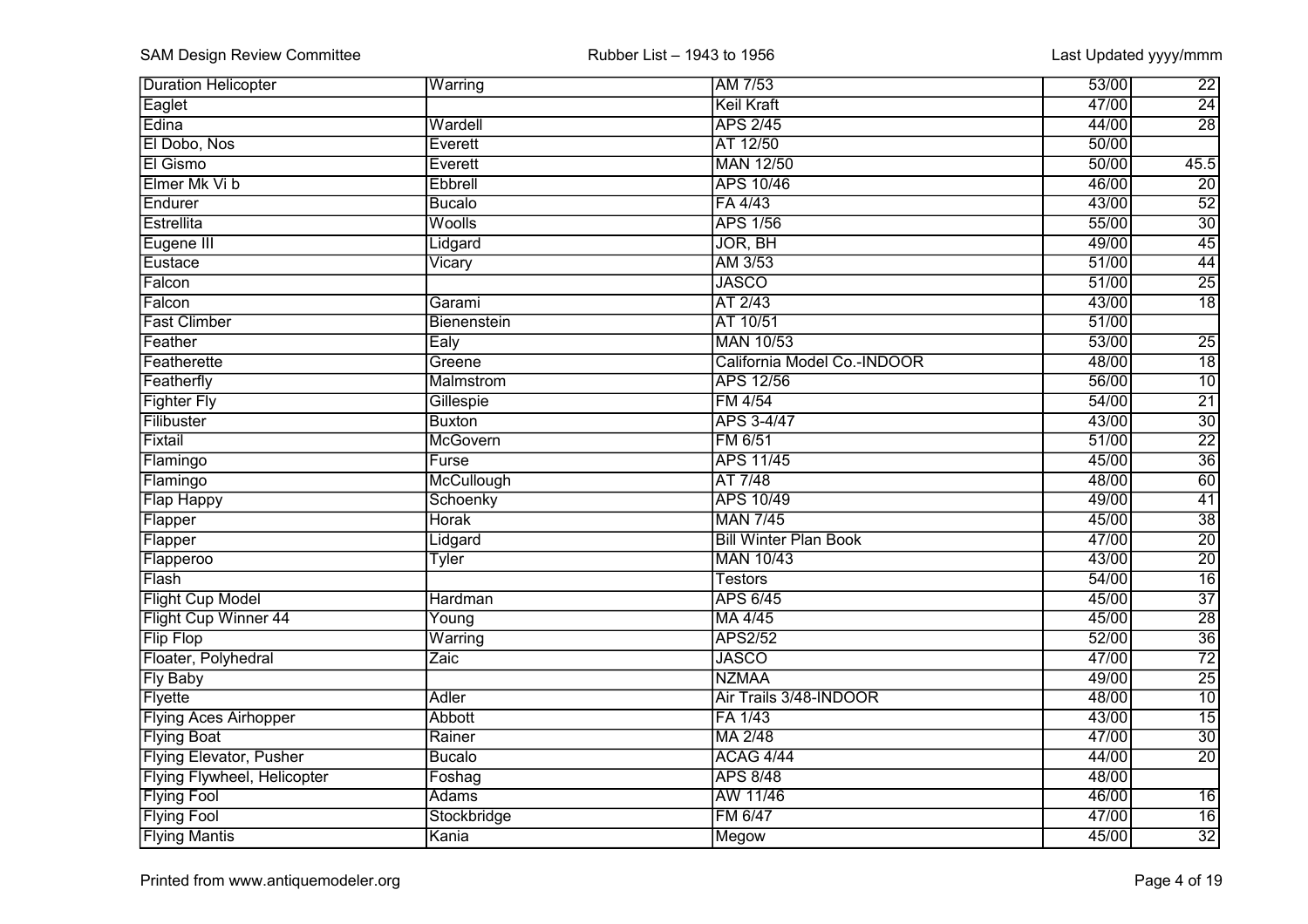| | | | | |
|---|---|---|---|---|
| Duration Helicopter | Warring | AM 7/53 | 53/00 | 22 |
| Eaglet | | Keil Kraft | 47/00 | 24 |
| Edina | Wardell | APS 2/45 | 44/00 | 28 |
| El Dobo, Nos | Everett | AT 12/50 | 50/00 | |
| El Gismo | Everett | MAN 12/50 | 50/00 | 45.5 |
| Elmer Mk Vi b | Ebbrell | APS 10/46 | 46/00 | 20 |
| Endurer | Bucalo | FA 4/43 | 43/00 | 52 |
| Estrellita | Woolls | APS 1/56 | 55/00 | 30 |
| Eugene III | Lidgard | JOR, BH | 49/00 | 45 |
| Eustace | Vicary | AM 3/53 | 51/00 | 44 |
| Falcon | | JASCO | 51/00 | 25 |
| Falcon | Garami | AT 2/43 | 43/00 | 18 |
| Fast Climber | Bienenstein | AT 10/51 | 51/00 | |
| Feather | Ealy | MAN 10/53 | 53/00 | 25 |
| Featherette | Greene | California Model Co.-INDOOR | 48/00 | 18 |
| Featherfly | Malmstrom | APS 12/56 | 56/00 | 10 |
| Fighter Fly | Gillespie | FM 4/54 | 54/00 | 21 |
| Filibuster | Buxton | APS 3-4/47 | 43/00 | 30 |
| Fixtail | McGovern | FM 6/51 | 51/00 | 22 |
| Flamingo | Furse | APS 11/45 | 45/00 | 36 |
| Flamingo | McCullough | AT 7/48 | 48/00 | 60 |
| Flap Happy | Schoenky | APS 10/49 | 49/00 | 41 |
| Flapper | Horak | MAN 7/45 | 45/00 | 38 |
| Flapper | Lidgard | Bill Winter Plan Book | 47/00 | 20 |
| Flapperoo | Tyler | MAN 10/43 | 43/00 | 20 |
| Flash | | Testors | 54/00 | 16 |
| Flight Cup Model | Hardman | APS 6/45 | 45/00 | 37 |
| Flight Cup Winner 44 | Young | MA 4/45 | 45/00 | 28 |
| Flip Flop | Warring | APS2/52 | 52/00 | 36 |
| Floater, Polyhedral | Zaic | JASCO | 47/00 | 72 |
| Fly Baby | | NZMAA | 49/00 | 25 |
| Flyette | Adler | Air Trails 3/48-INDOOR | 48/00 | 10 |
| Flying Aces Airhopper | Abbott | FA 1/43 | 43/00 | 15 |
| Flying Boat | Rainer | MA 2/48 | 47/00 | 30 |
| Flying Elevator, Pusher | Bucalo | ACAG 4/44 | 44/00 | 20 |
| Flying Flywheel, Helicopter | Foshag | APS 8/48 | 48/00 | |
| Flying Fool | Adams | AW 11/46 | 46/00 | 16 |
| Flying Fool | Stockbridge | FM 6/47 | 47/00 | 16 |
| Flying Mantis | Kania | Megow | 45/00 | 32 |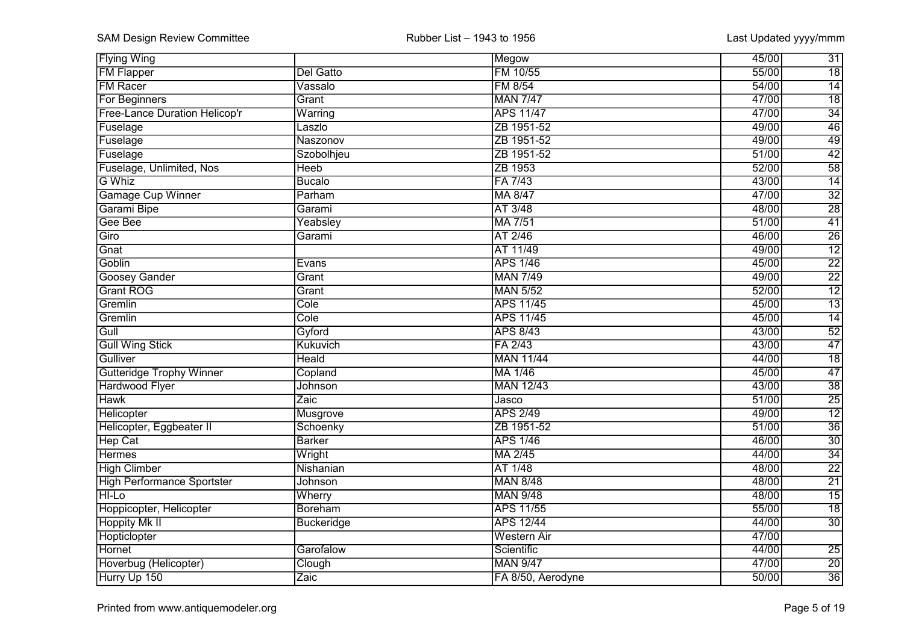| | | | | |
|---|---|---|---|---|
| Flying Wing | | Megow | 45/00 | 31 |
| FM Flapper | Del Gatto | FM 10/55 | 55/00 | 18 |
| FM Racer | Vassalo | FM 8/54 | 54/00 | 14 |
| For Beginners | Grant | MAN 7/47 | 47/00 | 18 |
| Free-Lance Duration Helicop'r | Warring | APS 11/47 | 47/00 | 34 |
| Fuselage | Laszlo | ZB 1951-52 | 49/00 | 46 |
| Fuselage | Naszonov | ZB 1951-52 | 49/00 | 49 |
| Fuselage | Szobolhjeu | ZB 1951-52 | 51/00 | 42 |
| Fuselage, Unlimited, Nos | Heeb | ZB 1953 | 52/00 | 58 |
| G Whiz | Bucalo | FA 7/43 | 43/00 | 14 |
| Gamage Cup Winner | Parham | MA 8/47 | 47/00 | 32 |
| Garami Bipe | Garami | AT 3/48 | 48/00 | 28 |
| Gee Bee | Yeabsley | MA 7/51 | 51/00 | 41 |
| Giro | Garami | AT 2/46 | 46/00 | 26 |
| Gnat | | AT 11/49 | 49/00 | 12 |
| Goblin | Evans | APS 1/46 | 45/00 | 22 |
| Goosey Gander | Grant | MAN 7/49 | 49/00 | 22 |
| Grant ROG | Grant | MAN 5/52 | 52/00 | 12 |
| Gremlin | Cole | APS 11/45 | 45/00 | 13 |
| Gremlin | Cole | APS 11/45 | 45/00 | 14 |
| Gull | Gyford | APS 8/43 | 43/00 | 52 |
| Gull Wing Stick | Kukuvich | FA 2/43 | 43/00 | 47 |
| Gulliver | Heald | MAN 11/44 | 44/00 | 18 |
| Gutteridge Trophy Winner | Copland | MA 1/46 | 45/00 | 47 |
| Hardwood Flyer | Johnson | MAN 12/43 | 43/00 | 38 |
| Hawk | Zaic | Jasco | 51/00 | 25 |
| Helicopter | Musgrove | APS 2/49 | 49/00 | 12 |
| Helicopter, Eggbeater II | Schoenky | ZB 1951-52 | 51/00 | 36 |
| Hep Cat | Barker | APS 1/46 | 46/00 | 30 |
| Hermes | Wright | MA 2/45 | 44/00 | 34 |
| High Climber | Nishanian | AT 1/48 | 48/00 | 22 |
| High Performance Sportster | Johnson | MAN 8/48 | 48/00 | 21 |
| HI-Lo | Wherry | MAN 9/48 | 48/00 | 15 |
| Hoppicopter, Helicopter | Boreham | APS 11/55 | 55/00 | 18 |
| Hoppity Mk II | Buckeridge | APS 12/44 | 44/00 | 30 |
| Hopticlopter | | Western Air | 47/00 | |
| Hornet | Garofalow | Scientific | 44/00 | 25 |
| Hoverbug (Helicopter) | Clough | MAN 9/47 | 47/00 | 20 |
| Hurry Up 150 | Zaic | FA 8/50, Aerodyne | 50/00 | 36 |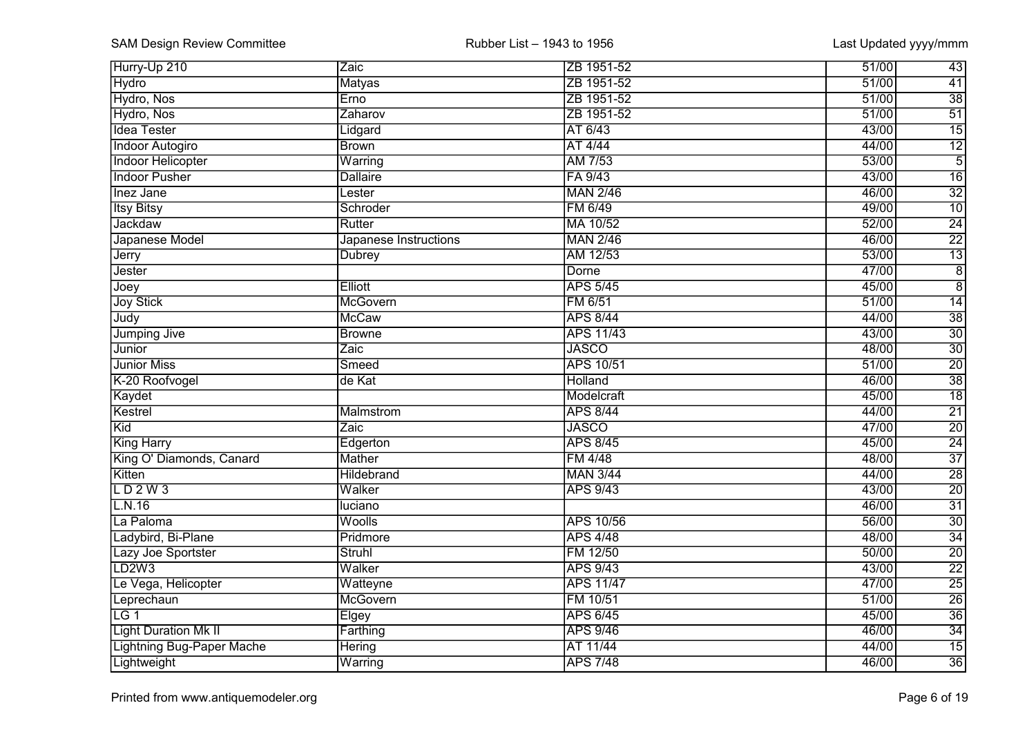| | | | | |
|---|---|---|---|---|
| Hurry-Up 210 | Zaic | ZB 1951-52 | 51/00 | 43 |
| Hydro | Matyas | ZB 1951-52 | 51/00 | 41 |
| Hydro, Nos | Erno | ZB 1951-52 | 51/00 | 38 |
| Hydro, Nos | Zaharov | ZB 1951-52 | 51/00 | 51 |
| Idea Tester | Lidgard | AT 6/43 | 43/00 | 15 |
| Indoor Autogiro | Brown | AT 4/44 | 44/00 | 12 |
| Indoor Helicopter | Warring | AM 7/53 | 53/00 | 5 |
| Indoor Pusher | Dallaire | FA 9/43 | 43/00 | 16 |
| Inez Jane | Lester | MAN 2/46 | 46/00 | 32 |
| Itsy Bitsy | Schroder | FM 6/49 | 49/00 | 10 |
| Jackdaw | Rutter | MA 10/52 | 52/00 | 24 |
| Japanese Model | Japanese Instructions | MAN 2/46 | 46/00 | 22 |
| Jerry | Dubrey | AM 12/53 | 53/00 | 13 |
| Jester | | Dorne | 47/00 | 8 |
| Joey | Elliott | APS 5/45 | 45/00 | 8 |
| Joy Stick | McGovern | FM 6/51 | 51/00 | 14 |
| Judy | McCaw | APS 8/44 | 44/00 | 38 |
| Jumping Jive | Browne | APS 11/43 | 43/00 | 30 |
| Junior | Zaic | JASCO | 48/00 | 30 |
| Junior Miss | Smeed | APS 10/51 | 51/00 | 20 |
| K-20 Roofvogel | de Kat | Holland | 46/00 | 38 |
| Kaydet | | Modelcraft | 45/00 | 18 |
| Kestrel | Malmstrom | APS 8/44 | 44/00 | 21 |
| Kid | Zaic | JASCO | 47/00 | 20 |
| King Harry | Edgerton | APS 8/45 | 45/00 | 24 |
| King O' Diamonds, Canard | Mather | FM 4/48 | 48/00 | 37 |
| Kitten | Hildebrand | MAN 3/44 | 44/00 | 28 |
| L D 2 W 3 | Walker | APS 9/43 | 43/00 | 20 |
| L.N.16 | luciano | | 46/00 | 31 |
| La Paloma | Woolls | APS 10/56 | 56/00 | 30 |
| Ladybird, Bi-Plane | Pridmore | APS 4/48 | 48/00 | 34 |
| Lazy Joe Sportster | Struhl | FM 12/50 | 50/00 | 20 |
| LD2W3 | Walker | APS 9/43 | 43/00 | 22 |
| Le Vega, Helicopter | Watteyne | APS 11/47 | 47/00 | 25 |
| Leprechaun | McGovern | FM 10/51 | 51/00 | 26 |
| LG 1 | Elgey | APS 6/45 | 45/00 | 36 |
| Light Duration Mk II | Farthing | APS 9/46 | 46/00 | 34 |
| Lightning Bug-Paper Mache | Hering | AT 11/44 | 44/00 | 15 |
| Lightweight | Warring | APS 7/48 | 46/00 | 36 |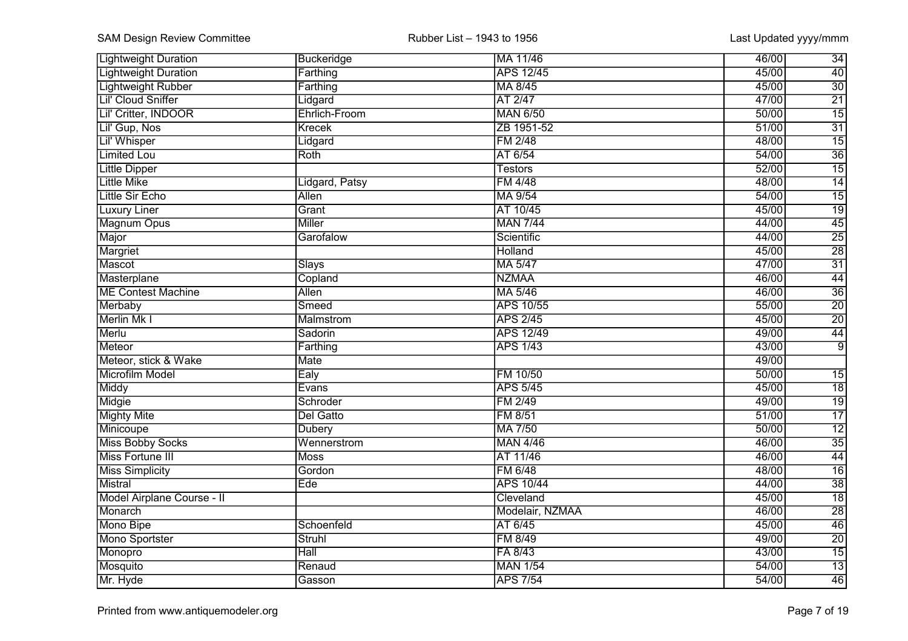| Lightweight Duration | Buckeridge | MA 11/46 | 46/00 | 34 |
|---|---|---|---|---|
| Lightweight Duration | Farthing | APS 12/45 | 45/00 | 40 |
| Lightweight Rubber | Farthing | MA 8/45 | 45/00 | 30 |
| Lil' Cloud Sniffer | Lidgard | AT 2/47 | 47/00 | 21 |
| Lil' Critter, INDOOR | Ehrlich-Froom | MAN 6/50 | 50/00 | 15 |
| Lil' Gup, Nos | Krecek | ZB 1951-52 | 51/00 | 31 |
| Lil' Whisper | Lidgard | FM 2/48 | 48/00 | 15 |
| Limited Lou | Roth | AT 6/54 | 54/00 | 36 |
| Little Dipper | | Testors | 52/00 | 15 |
| Little Mike | Lidgard, Patsy | FM 4/48 | 48/00 | 14 |
| Little Sir Echo | Allen | MA 9/54 | 54/00 | 15 |
| Luxury Liner | Grant | AT 10/45 | 45/00 | 19 |
| Magnum Opus | Miller | MAN 7/44 | 44/00 | 45 |
| Major | Garofalow | Scientific | 44/00 | 25 |
| Margriet | | Holland | 45/00 | 28 |
| Mascot | Slays | MA 5/47 | 47/00 | 31 |
| Masterplane | Copland | NZMAA | 46/00 | 44 |
| ME Contest Machine | Allen | MA 5/46 | 46/00 | 36 |
| Merbaby | Smeed | APS 10/55 | 55/00 | 20 |
| Merlin Mk I | Malmstrom | APS 2/45 | 45/00 | 20 |
| Merlu | Sadorin | APS 12/49 | 49/00 | 44 |
| Meteor | Farthing | APS 1/43 | 43/00 | 9 |
| Meteor, stick & Wake | Mate | | 49/00 | |
| Microfilm Model | Ealy | FM 10/50 | 50/00 | 15 |
| Middy | Evans | APS 5/45 | 45/00 | 18 |
| Midgie | Schroder | FM 2/49 | 49/00 | 19 |
| Mighty Mite | Del Gatto | FM 8/51 | 51/00 | 17 |
| Minicoupe | Dubery | MA 7/50 | 50/00 | 12 |
| Miss Bobby Socks | Wennerstrom | MAN 4/46 | 46/00 | 35 |
| Miss Fortune III | Moss | AT 11/46 | 46/00 | 44 |
| Miss Simplicity | Gordon | FM 6/48 | 48/00 | 16 |
| Mistral | Ede | APS 10/44 | 44/00 | 38 |
| Model Airplane Course - II | | Cleveland | 45/00 | 18 |
| Monarch | | Modelair, NZMAA | 46/00 | 28 |
| Mono Bipe | Schoenfeld | AT 6/45 | 45/00 | 46 |
| Mono Sportster | Struhl | FM 8/49 | 49/00 | 20 |
| Monopro | Hall | FA 8/43 | 43/00 | 15 |
| Mosquito | Renaud | MAN 1/54 | 54/00 | 13 |
| Mr. Hyde | Gasson | APS 7/54 | 54/00 | 46 |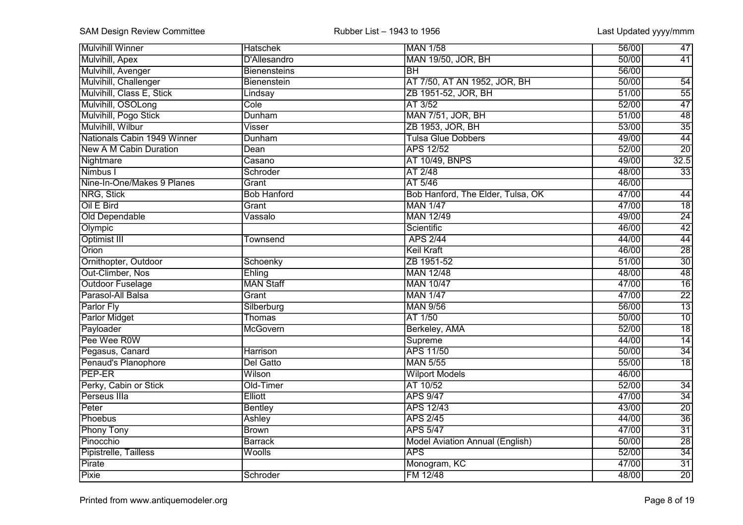| | | | | |
|---|---|---|---|---|
| Mulvihill Winner | Hatschek | MAN 1/58 | 56/00 | 47 |
| Mulvihill, Apex | D'Allesandro | MAN 19/50, JOR, BH | 50/00 | 41 |
| Mulvihill, Avenger | Bienensteins | BH | 56/00 | |
| Mulvihill, Challenger | Bienenstein | AT 7/50, AT AN 1952, JOR, BH | 50/00 | 54 |
| Mulvihill, Class E, Stick | Lindsay | ZB 1951-52, JOR, BH | 51/00 | 55 |
| Mulvihill, OSOLong | Cole | AT 3/52 | 52/00 | 47 |
| Mulvihill, Pogo Stick | Dunham | MAN 7/51, JOR, BH | 51/00 | 48 |
| Mulvihill, Wilbur | Visser | ZB 1953, JOR, BH | 53/00 | 35 |
| Nationals Cabin 1949 Winner | Dunham | Tulsa Glue Dobbers | 49/00 | 44 |
| New A M Cabin Duration | Dean | APS 12/52 | 52/00 | 20 |
| Nightmare | Casano | AT 10/49, BNPS | 49/00 | 32.5 |
| Nimbus I | Schroder | AT 2/48 | 48/00 | 33 |
| Nine-In-One/Makes 9 Planes | Grant | AT 5/46 | 46/00 | |
| NRG, Stick | Bob Hanford | Bob Hanford, The Elder, Tulsa, OK | 47/00 | 44 |
| Oil E Bird | Grant | MAN 1/47 | 47/00 | 18 |
| Old Dependable | Vassalo | MAN 12/49 | 49/00 | 24 |
| Olympic | | Scientific | 46/00 | 42 |
| Optimist III | Townsend | APS 2/44 | 44/00 | 44 |
| Orion | | Keil Kraft | 46/00 | 28 |
| Ornithopter, Outdoor | Schoenky | ZB 1951-52 | 51/00 | 30 |
| Out-Climber, Nos | Ehling | MAN 12/48 | 48/00 | 48 |
| Outdoor Fuselage | MAN Staff | MAN 10/47 | 47/00 | 16 |
| Parasol-All Balsa | Grant | MAN 1/47 | 47/00 | 22 |
| Parlor Fly | Silberburg | MAN 9/56 | 56/00 | 13 |
| Parlor Midget | Thomas | AT 1/50 | 50/00 | 10 |
| Payloader | McGovern | Berkeley, AMA | 52/00 | 18 |
| Pee Wee R0W | | Supreme | 44/00 | 14 |
| Pegasus, Canard | Harrison | APS 11/50 | 50/00 | 34 |
| Penaud's Planophore | Del Gatto | MAN 5/55 | 55/00 | 18 |
| PEP-ER | Wilson | Wilport Models | 46/00 | |
| Perky, Cabin or Stick | Old-Timer | AT 10/52 | 52/00 | 34 |
| Perseus IIIa | Elliott | APS 9/47 | 47/00 | 34 |
| Peter | Bentley | APS 12/43 | 43/00 | 20 |
| Phoebus | Ashley | APS 2/45 | 44/00 | 36 |
| Phony Tony | Brown | APS 5/47 | 47/00 | 31 |
| Pinocchio | Barrack | Model Aviation Annual (English) | 50/00 | 28 |
| Pipistrelle, Tailless | Woolls | APS | 52/00 | 34 |
| Pirate | | Monogram, KC | 47/00 | 31 |
| Pixie | Schroder | FM 12/48 | 48/00 | 20 |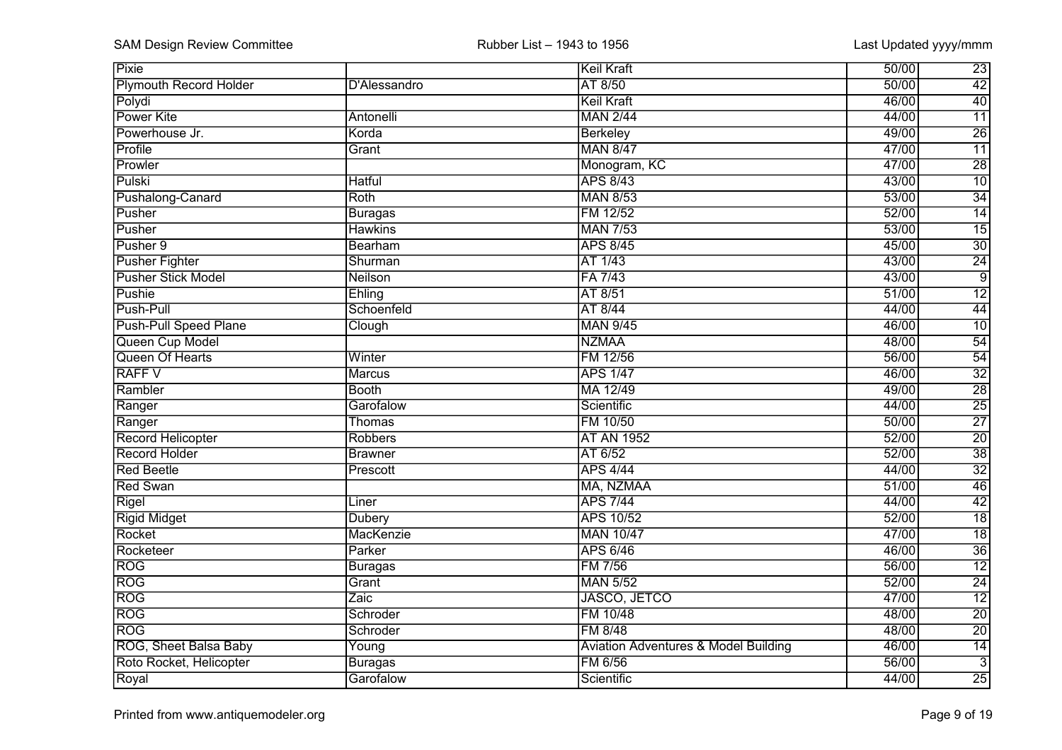| Pixie | | Keil Kraft | 50/00 | 23 |
|---|---|---|---|---|
| Plymouth Record Holder | D'Alessandro | AT 8/50 | 50/00 | 42 |
| Polydi | | Keil Kraft | 46/00 | 40 |
| Power Kite | Antonelli | MAN 2/44 | 44/00 | 11 |
| Powerhouse Jr. | Korda | Berkeley | 49/00 | 26 |
| Profile | Grant | MAN 8/47 | 47/00 | 11 |
| Prowler | | Monogram, KC | 47/00 | 28 |
| Pulski | Hatful | APS 8/43 | 43/00 | 10 |
| Pushalong-Canard | Roth | MAN 8/53 | 53/00 | 34 |
| Pusher | Buragas | FM 12/52 | 52/00 | 14 |
| Pusher | Hawkins | MAN 7/53 | 53/00 | 15 |
| Pusher 9 | Bearham | APS 8/45 | 45/00 | 30 |
| Pusher Fighter | Shurman | AT 1/43 | 43/00 | 24 |
| Pusher Stick Model | Neilson | FA 7/43 | 43/00 | 9 |
| Pushie | Ehling | AT 8/51 | 51/00 | 12 |
| Push-Pull | Schoenfeld | AT 8/44 | 44/00 | 44 |
| Push-Pull Speed Plane | Clough | MAN 9/45 | 46/00 | 10 |
| Queen Cup Model | | NZMAA | 48/00 | 54 |
| Queen Of Hearts | Winter | FM 12/56 | 56/00 | 54 |
| RAFF V | Marcus | APS 1/47 | 46/00 | 32 |
| Rambler | Booth | MA 12/49 | 49/00 | 28 |
| Ranger | Garofalow | Scientific | 44/00 | 25 |
| Ranger | Thomas | FM 10/50 | 50/00 | 27 |
| Record Helicopter | Robbers | AT AN 1952 | 52/00 | 20 |
| Record Holder | Brawner | AT 6/52 | 52/00 | 38 |
| Red Beetle | Prescott | APS 4/44 | 44/00 | 32 |
| Red Swan | | MA, NZMAA | 51/00 | 46 |
| Rigel | Liner | APS 7/44 | 44/00 | 42 |
| Rigid Midget | Dubery | APS 10/52 | 52/00 | 18 |
| Rocket | MacKenzie | MAN 10/47 | 47/00 | 18 |
| Rocketeer | Parker | APS 6/46 | 46/00 | 36 |
| ROG | Buragas | FM 7/56 | 56/00 | 12 |
| ROG | Grant | MAN 5/52 | 52/00 | 24 |
| ROG | Zaic | JASCO, JETCO | 47/00 | 12 |
| ROG | Schroder | FM 10/48 | 48/00 | 20 |
| ROG | Schroder | FM 8/48 | 48/00 | 20 |
| ROG, Sheet Balsa Baby | Young | Aviation Adventures & Model Building | 46/00 | 14 |
| Roto Rocket, Helicopter | Buragas | FM 6/56 | 56/00 | 3 |
| Royal | Garofalow | Scientific | 44/00 | 25 |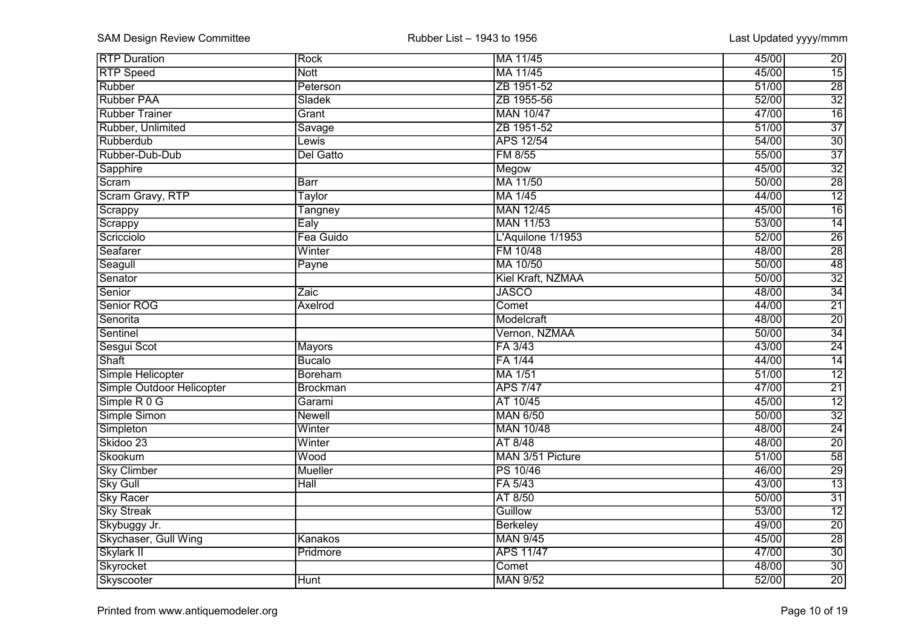| RTP Duration | Rock | MA 11/45 | 45/00 | 20 |
|---|---|---|---|---|
| RTP Speed | Nott | MA 11/45 | 45/00 | 15 |
| Rubber | Peterson | ZB 1951-52 | 51/00 | 28 |
| Rubber PAA | Sladek | ZB 1955-56 | 52/00 | 32 |
| Rubber Trainer | Grant | MAN 10/47 | 47/00 | 16 |
| Rubber, Unlimited | Savage | ZB 1951-52 | 51/00 | 37 |
| Rubberdub | Lewis | APS 12/54 | 54/00 | 30 |
| Rubber-Dub-Dub | Del Gatto | FM 8/55 | 55/00 | 37 |
| Sapphire | | Megow | 45/00 | 32 |
| Scram | Barr | MA 11/50 | 50/00 | 28 |
| Scram Gravy, RTP | Taylor | MA 1/45 | 44/00 | 12 |
| Scrappy | Tangney | MAN 12/45 | 45/00 | 16 |
| Scrappy | Ealy | MAN 11/53 | 53/00 | 14 |
| Scricciolo | Fea Guido | L'Aquilone 1/1953 | 52/00 | 26 |
| Seafarer | Winter | FM 10/48 | 48/00 | 28 |
| Seagull | Payne | MA 10/50 | 50/00 | 48 |
| Senator | | Kiel Kraft, NZMAA | 50/00 | 32 |
| Senior | Zaic | JASCO | 48/00 | 34 |
| Senior ROG | Axelrod | Comet | 44/00 | 21 |
| Senorita | | Modelcraft | 48/00 | 20 |
| Sentinel | | Vernon, NZMAA | 50/00 | 34 |
| Sesgui Scot | Mayors | FA 3/43 | 43/00 | 24 |
| Shaft | Bucalo | FA 1/44 | 44/00 | 14 |
| Simple Helicopter | Boreham | MA 1/51 | 51/00 | 12 |
| Simple Outdoor Helicopter | Brockman | APS 7/47 | 47/00 | 21 |
| Simple R 0 G | Garami | AT 10/45 | 45/00 | 12 |
| Simple Simon | Newell | MAN 6/50 | 50/00 | 32 |
| Simpleton | Winter | MAN 10/48 | 48/00 | 24 |
| Skidoo 23 | Winter | AT 8/48 | 48/00 | 20 |
| Skookum | Wood | MAN 3/51 Picture | 51/00 | 58 |
| Sky Climber | Mueller | PS 10/46 | 46/00 | 29 |
| Sky Gull | Hall | FA 5/43 | 43/00 | 13 |
| Sky Racer | | AT 8/50 | 50/00 | 31 |
| Sky Streak | | Guillow | 53/00 | 12 |
| Skybuggy Jr. | | Berkeley | 49/00 | 20 |
| Skychaser, Gull Wing | Kanakos | MAN 9/45 | 45/00 | 28 |
| Skylark II | Pridmore | APS 11/47 | 47/00 | 30 |
| Skyrocket | | Comet | 48/00 | 30 |
| Skyscooter | Hunt | MAN 9/52 | 52/00 | 20 |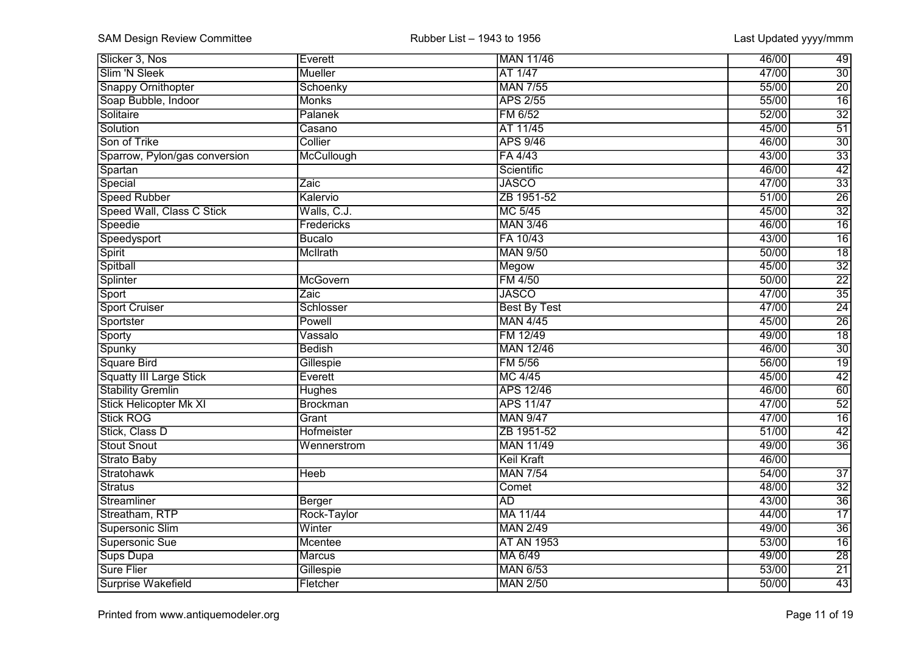| | | | | |
|---|---|---|---|---|
| Slicker 3, Nos | Everett | MAN 11/46 | 46/00 | 49 |
| Slim 'N Sleek | Mueller | AT 1/47 | 47/00 | 30 |
| Snappy Ornithopter | Schoenky | MAN 7/55 | 55/00 | 20 |
| Soap Bubble, Indoor | Monks | APS 2/55 | 55/00 | 16 |
| Solitaire | Palanek | FM 6/52 | 52/00 | 32 |
| Solution | Casano | AT 11/45 | 45/00 | 51 |
| Son of Trike | Collier | APS 9/46 | 46/00 | 30 |
| Sparrow, Pylon/gas conversion | McCullough | FA 4/43 | 43/00 | 33 |
| Spartan | | Scientific | 46/00 | 42 |
| Special | Zaic | JASCO | 47/00 | 33 |
| Speed Rubber | Kalervio | ZB 1951-52 | 51/00 | 26 |
| Speed Wall, Class C Stick | Walls, C.J. | MC 5/45 | 45/00 | 32 |
| Speedie | Fredericks | MAN 3/46 | 46/00 | 16 |
| Speedysport | Bucalo | FA 10/43 | 43/00 | 16 |
| Spirit | McIlrath | MAN 9/50 | 50/00 | 18 |
| Spitball | | Megow | 45/00 | 32 |
| Splinter | McGovern | FM 4/50 | 50/00 | 22 |
| Sport | Zaic | JASCO | 47/00 | 35 |
| Sport Cruiser | Schlosser | Best By Test | 47/00 | 24 |
| Sportster | Powell | MAN 4/45 | 45/00 | 26 |
| Sporty | Vassalo | FM 12/49 | 49/00 | 18 |
| Spunky | Bedish | MAN 12/46 | 46/00 | 30 |
| Square Bird | Gillespie | FM 5/56 | 56/00 | 19 |
| Squatty III Large Stick | Everett | MC 4/45 | 45/00 | 42 |
| Stability Gremlin | Hughes | APS 12/46 | 46/00 | 60 |
| Stick Helicopter Mk XI | Brockman | APS 11/47 | 47/00 | 52 |
| Stick ROG | Grant | MAN 9/47 | 47/00 | 16 |
| Stick, Class D | Hofmeister | ZB 1951-52 | 51/00 | 42 |
| Stout Snout | Wennerstrom | MAN 11/49 | 49/00 | 36 |
| Strato Baby | | Keil Kraft | 46/00 | |
| Stratohawk | Heeb | MAN 7/54 | 54/00 | 37 |
| Stratus | | Comet | 48/00 | 32 |
| Streamliner | Berger | AD | 43/00 | 36 |
| Streatham, RTP | Rock-Taylor | MA 11/44 | 44/00 | 17 |
| Supersonic Slim | Winter | MAN 2/49 | 49/00 | 36 |
| Supersonic Sue | Mcentee | AT AN 1953 | 53/00 | 16 |
| Sups Dupa | Marcus | MA 6/49 | 49/00 | 28 |
| Sure Flier | Gillespie | MAN 6/53 | 53/00 | 21 |
| Surprise Wakefield | Fletcher | MAN 2/50 | 50/00 | 43 |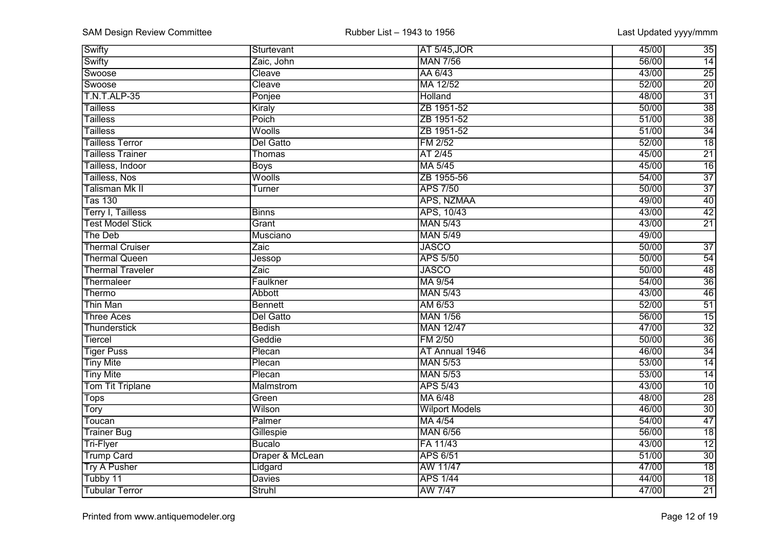| Swifty | Sturtevant | AT 5/45,JOR | 45/00 | 35 |
|---|---|---|---|---|
| Swifty | Zaic, John | MAN 7/56 | 56/00 | 14 |
| Swoose | Cleave | AA 6/43 | 43/00 | 25 |
| Swoose | Cleave | MA 12/52 | 52/00 | 20 |
| T.N.T.ALP-35 | Ponjee | Holland | 48/00 | 31 |
| Tailless | Kiraly | ZB 1951-52 | 50/00 | 38 |
| Tailless | Poich | ZB 1951-52 | 51/00 | 38 |
| Tailless | Woolls | ZB 1951-52 | 51/00 | 34 |
| Tailless Terror | Del Gatto | FM 2/52 | 52/00 | 18 |
| Tailless Trainer | Thomas | AT 2/45 | 45/00 | 21 |
| Tailless, Indoor | Boys | MA 5/45 | 45/00 | 16 |
| Tailless, Nos | Woolls | ZB 1955-56 | 54/00 | 37 |
| Talisman Mk II | Turner | APS 7/50 | 50/00 | 37 |
| Tas 130 | | APS, NZMAA | 49/00 | 40 |
| Terry I, Tailless | Binns | APS, 10/43 | 43/00 | 42 |
| Test Model Stick | Grant | MAN 5/43 | 43/00 | 21 |
| The Deb | Musciano | MAN 5/49 | 49/00 | |
| Thermal Cruiser | Zaic | JASCO | 50/00 | 37 |
| Thermal Queen | Jessop | APS 5/50 | 50/00 | 54 |
| Thermal Traveler | Zaic | JASCO | 50/00 | 48 |
| Thermaleer | Faulkner | MA 9/54 | 54/00 | 36 |
| Thermo | Abbott | MAN 5/43 | 43/00 | 46 |
| Thin Man | Bennett | AM 6/53 | 52/00 | 51 |
| Three Aces | Del Gatto | MAN 1/56 | 56/00 | 15 |
| Thunderstick | Bedish | MAN 12/47 | 47/00 | 32 |
| Tiercel | Geddie | FM 2/50 | 50/00 | 36 |
| Tiger Puss | Plecan | AT Annual 1946 | 46/00 | 34 |
| Tiny Mite | Plecan | MAN 5/53 | 53/00 | 14 |
| Tiny Mite | Plecan | MAN 5/53 | 53/00 | 14 |
| Tom Tit Triplane | Malmstrom | APS 5/43 | 43/00 | 10 |
| Tops | Green | MA 6/48 | 48/00 | 28 |
| Tory | Wilson | Wilport Models | 46/00 | 30 |
| Toucan | Palmer | MA 4/54 | 54/00 | 47 |
| Trainer Bug | Gillespie | MAN 6/56 | 56/00 | 18 |
| Tri-Flyer | Bucalo | FA 11/43 | 43/00 | 12 |
| Trump Card | Draper & McLean | APS 6/51 | 51/00 | 30 |
| Try A Pusher | Lidgard | AW 11/47 | 47/00 | 18 |
| Tubby 11 | Davies | APS 1/44 | 44/00 | 18 |
| Tubular Terror | Struhl | AW 7/47 | 47/00 | 21 |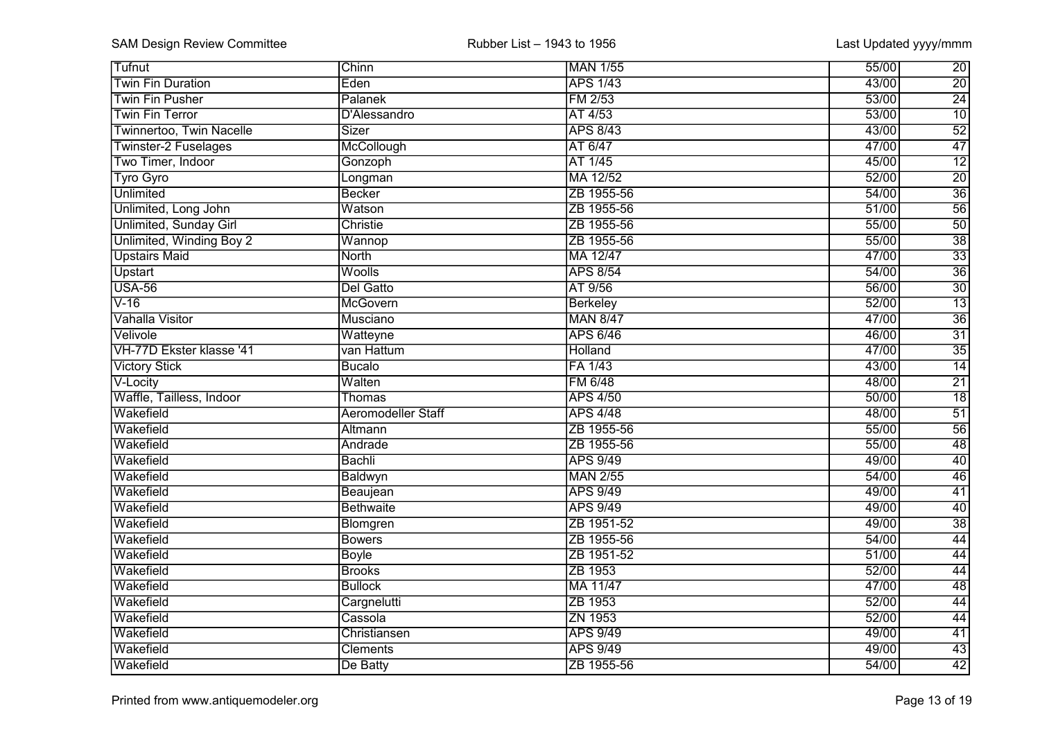| Tufnut | Chinn | MAN 1/55 | 55/00 | 20 |
|---|---|---|---|---|
| Twin Fin Duration | Eden | APS 1/43 | 43/00 | 20 |
| Twin Fin Pusher | Palanek | FM 2/53 | 53/00 | 24 |
| Twin Fin Terror | D'Alessandro | AT 4/53 | 53/00 | 10 |
| Twinnertoo, Twin Nacelle | Sizer | APS 8/43 | 43/00 | 52 |
| Twinster-2 Fuselages | McCollough | AT 6/47 | 47/00 | 47 |
| Two Timer, Indoor | Gonzoph | AT 1/45 | 45/00 | 12 |
| Tyro Gyro | Longman | MA 12/52 | 52/00 | 20 |
| Unlimited | Becker | ZB 1955-56 | 54/00 | 36 |
| Unlimited, Long John | Watson | ZB 1955-56 | 51/00 | 56 |
| Unlimited, Sunday Girl | Christie | ZB 1955-56 | 55/00 | 50 |
| Unlimited, Winding Boy 2 | Wannop | ZB 1955-56 | 55/00 | 38 |
| Upstairs Maid | North | MA 12/47 | 47/00 | 33 |
| Upstart | Woolls | APS 8/54 | 54/00 | 36 |
| USA-56 | Del Gatto | AT 9/56 | 56/00 | 30 |
| V-16 | McGovern | Berkeley | 52/00 | 13 |
| Vahalla Visitor | Musciano | MAN 8/47 | 47/00 | 36 |
| Velivole | Watteyne | APS 6/46 | 46/00 | 31 |
| VH-77D Ekster klasse '41 | van Hattum | Holland | 47/00 | 35 |
| Victory Stick | Bucalo | FA 1/43 | 43/00 | 14 |
| V-Locity | Walten | FM 6/48 | 48/00 | 21 |
| Waffle, Tailless, Indoor | Thomas | APS 4/50 | 50/00 | 18 |
| Wakefield | Aeromodeller Staff | APS 4/48 | 48/00 | 51 |
| Wakefield | Altmann | ZB 1955-56 | 55/00 | 56 |
| Wakefield | Andrade | ZB 1955-56 | 55/00 | 48 |
| Wakefield | Bachli | APS 9/49 | 49/00 | 40 |
| Wakefield | Baldwyn | MAN 2/55 | 54/00 | 46 |
| Wakefield | Beaujean | APS 9/49 | 49/00 | 41 |
| Wakefield | Bethwaite | APS 9/49 | 49/00 | 40 |
| Wakefield | Blomgren | ZB 1951-52 | 49/00 | 38 |
| Wakefield | Bowers | ZB 1955-56 | 54/00 | 44 |
| Wakefield | Boyle | ZB 1951-52 | 51/00 | 44 |
| Wakefield | Brooks | ZB 1953 | 52/00 | 44 |
| Wakefield | Bullock | MA 11/47 | 47/00 | 48 |
| Wakefield | Cargnelutti | ZB 1953 | 52/00 | 44 |
| Wakefield | Cassola | ZN 1953 | 52/00 | 44 |
| Wakefield | Christiansen | APS 9/49 | 49/00 | 41 |
| Wakefield | Clements | APS 9/49 | 49/00 | 43 |
| Wakefield | De Batty | ZB 1955-56 | 54/00 | 42 |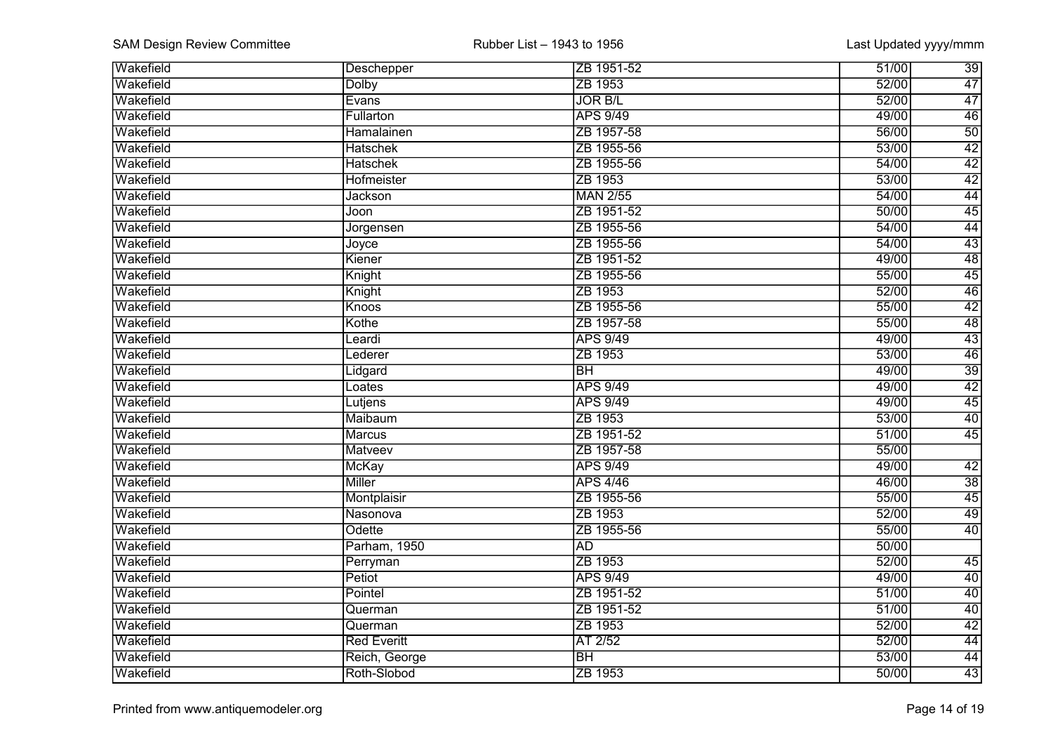| | | | | |
|---|---|---|---|---|
| Wakefield | Deschepper | ZB 1951-52 | 51/00 | 39 |
| Wakefield | Dolby | ZB 1953 | 52/00 | 47 |
| Wakefield | Evans | JOR B/L | 52/00 | 47 |
| Wakefield | Fullarton | APS 9/49 | 49/00 | 46 |
| Wakefield | Hamalainen | ZB 1957-58 | 56/00 | 50 |
| Wakefield | Hatschek | ZB 1955-56 | 53/00 | 42 |
| Wakefield | Hatschek | ZB 1955-56 | 54/00 | 42 |
| Wakefield | Hofmeister | ZB 1953 | 53/00 | 42 |
| Wakefield | Jackson | MAN 2/55 | 54/00 | 44 |
| Wakefield | Joon | ZB 1951-52 | 50/00 | 45 |
| Wakefield | Jorgensen | ZB 1955-56 | 54/00 | 44 |
| Wakefield | Joyce | ZB 1955-56 | 54/00 | 43 |
| Wakefield | Kiener | ZB 1951-52 | 49/00 | 48 |
| Wakefield | Knight | ZB 1955-56 | 55/00 | 45 |
| Wakefield | Knight | ZB 1953 | 52/00 | 46 |
| Wakefield | Knoos | ZB 1955-56 | 55/00 | 42 |
| Wakefield | Kothe | ZB 1957-58 | 55/00 | 48 |
| Wakefield | Leardi | APS 9/49 | 49/00 | 43 |
| Wakefield | Lederer | ZB 1953 | 53/00 | 46 |
| Wakefield | Lidgard | BH | 49/00 | 39 |
| Wakefield | Loates | APS 9/49 | 49/00 | 42 |
| Wakefield | Lutjens | APS 9/49 | 49/00 | 45 |
| Wakefield | Maibaum | ZB 1953 | 53/00 | 40 |
| Wakefield | Marcus | ZB 1951-52 | 51/00 | 45 |
| Wakefield | Matveev | ZB 1957-58 | 55/00 | |
| Wakefield | McKay | APS 9/49 | 49/00 | 42 |
| Wakefield | Miller | APS 4/46 | 46/00 | 38 |
| Wakefield | Montplaisir | ZB 1955-56 | 55/00 | 45 |
| Wakefield | Nasonova | ZB 1953 | 52/00 | 49 |
| Wakefield | Odette | ZB 1955-56 | 55/00 | 40 |
| Wakefield | Parham, 1950 | AD | 50/00 | |
| Wakefield | Perryman | ZB 1953 | 52/00 | 45 |
| Wakefield | Petiot | APS 9/49 | 49/00 | 40 |
| Wakefield | Pointel | ZB 1951-52 | 51/00 | 40 |
| Wakefield | Querman | ZB 1951-52 | 51/00 | 40 |
| Wakefield | Querman | ZB 1953 | 52/00 | 42 |
| Wakefield | Red Everitt | AT 2/52 | 52/00 | 44 |
| Wakefield | Reich, George | BH | 53/00 | 44 |
| Wakefield | Roth-Slobod | ZB 1953 | 50/00 | 43 |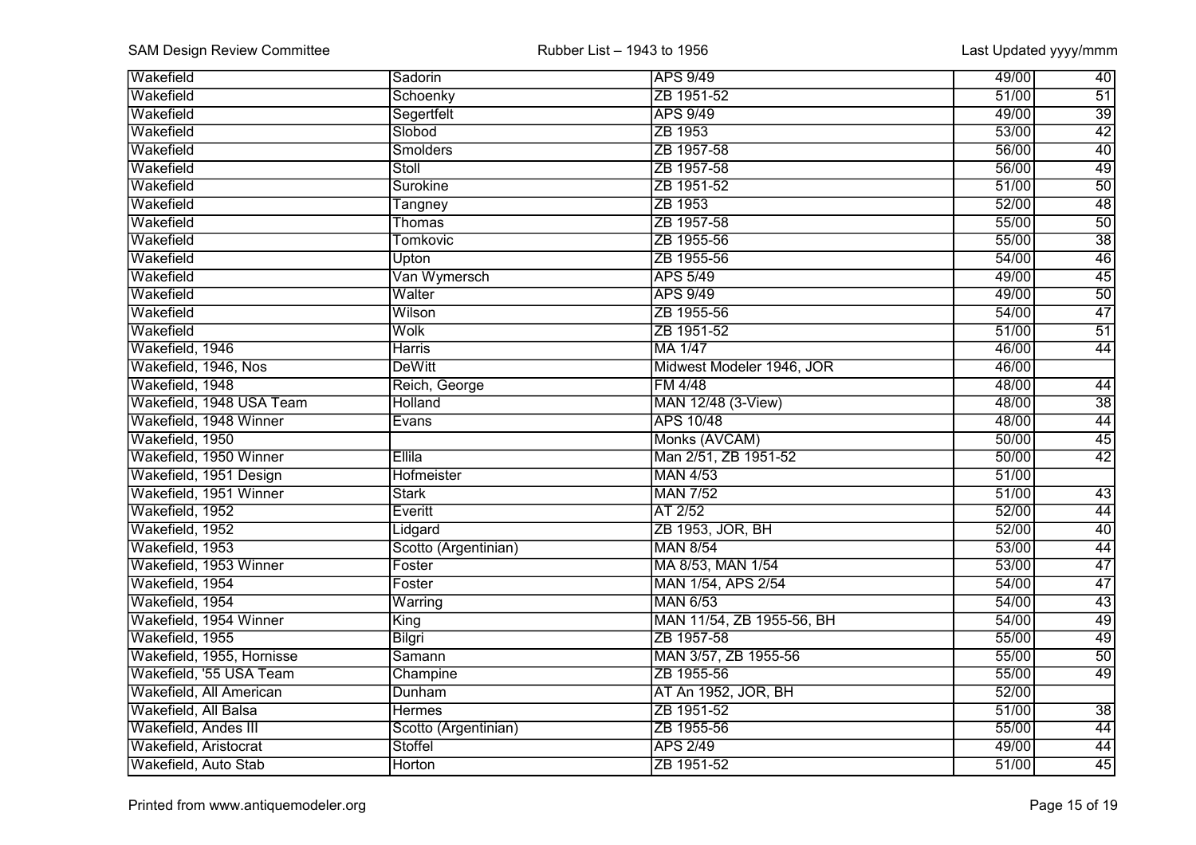| Wakefield | Sadorin | APS 9/49 | 49/00 | 40 |
|---|---|---|---|---|
| Wakefield | Schoenky | ZB 1951-52 | 51/00 | 51 |
| Wakefield | Segertfelt | APS 9/49 | 49/00 | 39 |
| Wakefield | Slobod | ZB 1953 | 53/00 | 42 |
| Wakefield | Smolders | ZB 1957-58 | 56/00 | 40 |
| Wakefield | Stoll | ZB 1957-58 | 56/00 | 49 |
| Wakefield | Surokine | ZB 1951-52 | 51/00 | 50 |
| Wakefield | Tangney | ZB 1953 | 52/00 | 48 |
| Wakefield | Thomas | ZB 1957-58 | 55/00 | 50 |
| Wakefield | Tomkovic | ZB 1955-56 | 55/00 | 38 |
| Wakefield | Upton | ZB 1955-56 | 54/00 | 46 |
| Wakefield | Van Wymersch | APS 5/49 | 49/00 | 45 |
| Wakefield | Walter | APS 9/49 | 49/00 | 50 |
| Wakefield | Wilson | ZB 1955-56 | 54/00 | 47 |
| Wakefield | Wolk | ZB 1951-52 | 51/00 | 51 |
| Wakefield, 1946 | Harris | MA 1/47 | 46/00 | 44 |
| Wakefield, 1946, Nos | DeWitt | Midwest Modeler 1946, JOR | 46/00 | |
| Wakefield, 1948 | Reich, George | FM 4/48 | 48/00 | 44 |
| Wakefield, 1948 USA Team | Holland | MAN 12/48 (3-View) | 48/00 | 38 |
| Wakefield, 1948 Winner | Evans | APS 10/48 | 48/00 | 44 |
| Wakefield, 1950 | | Monks (AVCAM) | 50/00 | 45 |
| Wakefield, 1950 Winner | Ellila | Man 2/51, ZB 1951-52 | 50/00 | 42 |
| Wakefield, 1951 Design | Hofmeister | MAN 4/53 | 51/00 | |
| Wakefield, 1951 Winner | Stark | MAN 7/52 | 51/00 | 43 |
| Wakefield, 1952 | Everitt | AT 2/52 | 52/00 | 44 |
| Wakefield, 1952 | Lidgard | ZB 1953, JOR, BH | 52/00 | 40 |
| Wakefield, 1953 | Scotto (Argentinian) | MAN 8/54 | 53/00 | 44 |
| Wakefield, 1953 Winner | Foster | MA 8/53, MAN 1/54 | 53/00 | 47 |
| Wakefield, 1954 | Foster | MAN 1/54, APS 2/54 | 54/00 | 47 |
| Wakefield, 1954 | Warring | MAN 6/53 | 54/00 | 43 |
| Wakefield, 1954 Winner | King | MAN 11/54, ZB 1955-56, BH | 54/00 | 49 |
| Wakefield, 1955 | Bilgri | ZB 1957-58 | 55/00 | 49 |
| Wakefield, 1955, Hornisse | Samann | MAN 3/57, ZB 1955-56 | 55/00 | 50 |
| Wakefield, '55 USA Team | Champine | ZB 1955-56 | 55/00 | 49 |
| Wakefield, All American | Dunham | AT An 1952, JOR, BH | 52/00 | |
| Wakefield, All Balsa | Hermes | ZB 1951-52 | 51/00 | 38 |
| Wakefield, Andes III | Scotto (Argentinian) | ZB 1955-56 | 55/00 | 44 |
| Wakefield, Aristocrat | Stoffel | APS 2/49 | 49/00 | 44 |
| Wakefield, Auto Stab | Horton | ZB 1951-52 | 51/00 | 45 |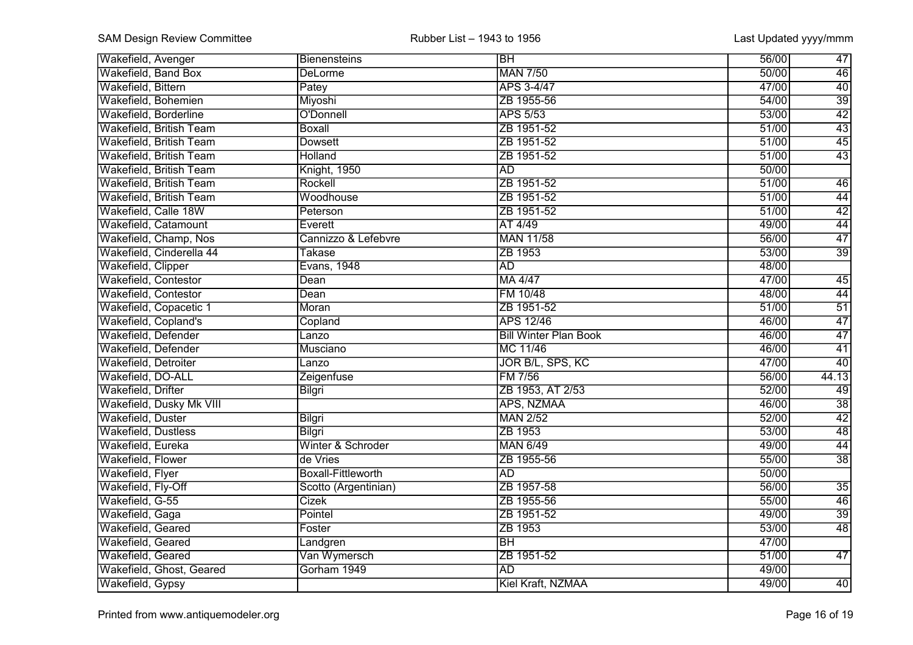| Wakefield, Avenger | Bienensteins | BH | 56/00 | 47 |
|---|---|---|---|---|
| Wakefield, Band Box | DeLorme | MAN 7/50 | 50/00 | 46 |
| Wakefield, Bittern | Patey | APS 3-4/47 | 47/00 | 40 |
| Wakefield, Bohemien | Miyoshi | ZB 1955-56 | 54/00 | 39 |
| Wakefield, Borderline | O'Donnell | APS 5/53 | 53/00 | 42 |
| Wakefield, British Team | Boxall | ZB 1951-52 | 51/00 | 43 |
| Wakefield, British Team | Dowsett | ZB 1951-52 | 51/00 | 45 |
| Wakefield, British Team | Holland | ZB 1951-52 | 51/00 | 43 |
| Wakefield, British Team | Knight, 1950 | AD | 50/00 | |
| Wakefield, British Team | Rockell | ZB 1951-52 | 51/00 | 46 |
| Wakefield, British Team | Woodhouse | ZB 1951-52 | 51/00 | 44 |
| Wakefield, Calle 18W | Peterson | ZB 1951-52 | 51/00 | 42 |
| Wakefield, Catamount | Everett | AT 4/49 | 49/00 | 44 |
| Wakefield, Champ, Nos | Cannizzo & Lefebvre | MAN 11/58 | 56/00 | 47 |
| Wakefield, Cinderella 44 | Takase | ZB 1953 | 53/00 | 39 |
| Wakefield, Clipper | Evans, 1948 | AD | 48/00 | |
| Wakefield, Contestor | Dean | MA 4/47 | 47/00 | 45 |
| Wakefield, Contestor | Dean | FM 10/48 | 48/00 | 44 |
| Wakefield, Copacetic 1 | Moran | ZB 1951-52 | 51/00 | 51 |
| Wakefield, Copland's | Copland | APS 12/46 | 46/00 | 47 |
| Wakefield, Defender | Lanzo | Bill Winter Plan Book | 46/00 | 47 |
| Wakefield, Defender | Musciano | MC 11/46 | 46/00 | 41 |
| Wakefield, Detroiter | Lanzo | JOR B/L, SPS, KC | 47/00 | 40 |
| Wakefield, DO-ALL | Zeigenfuse | FM 7/56 | 56/00 | 44.13 |
| Wakefield, Drifter | Bilgri | ZB 1953, AT 2/53 | 52/00 | 49 |
| Wakefield, Dusky Mk VIII | | APS, NZMAA | 46/00 | 38 |
| Wakefield, Duster | Bilgri | MAN 2/52 | 52/00 | 42 |
| Wakefield, Dustless | Bilgri | ZB 1953 | 53/00 | 48 |
| Wakefield, Eureka | Winter & Schroder | MAN 6/49 | 49/00 | 44 |
| Wakefield, Flower | de Vries | ZB 1955-56 | 55/00 | 38 |
| Wakefield, Flyer | Boxall-Fittleworth | AD | 50/00 | |
| Wakefield, Fly-Off | Scotto (Argentinian) | ZB 1957-58 | 56/00 | 35 |
| Wakefield, G-55 | Cizek | ZB 1955-56 | 55/00 | 46 |
| Wakefield, Gaga | Pointel | ZB 1951-52 | 49/00 | 39 |
| Wakefield, Geared | Foster | ZB 1953 | 53/00 | 48 |
| Wakefield, Geared | Landgren | BH | 47/00 | |
| Wakefield, Geared | Van Wymersch | ZB 1951-52 | 51/00 | 47 |
| Wakefield, Ghost, Geared | Gorham 1949 | AD | 49/00 | |
| Wakefield, Gypsy | | Kiel Kraft, NZMAA | 49/00 | 40 |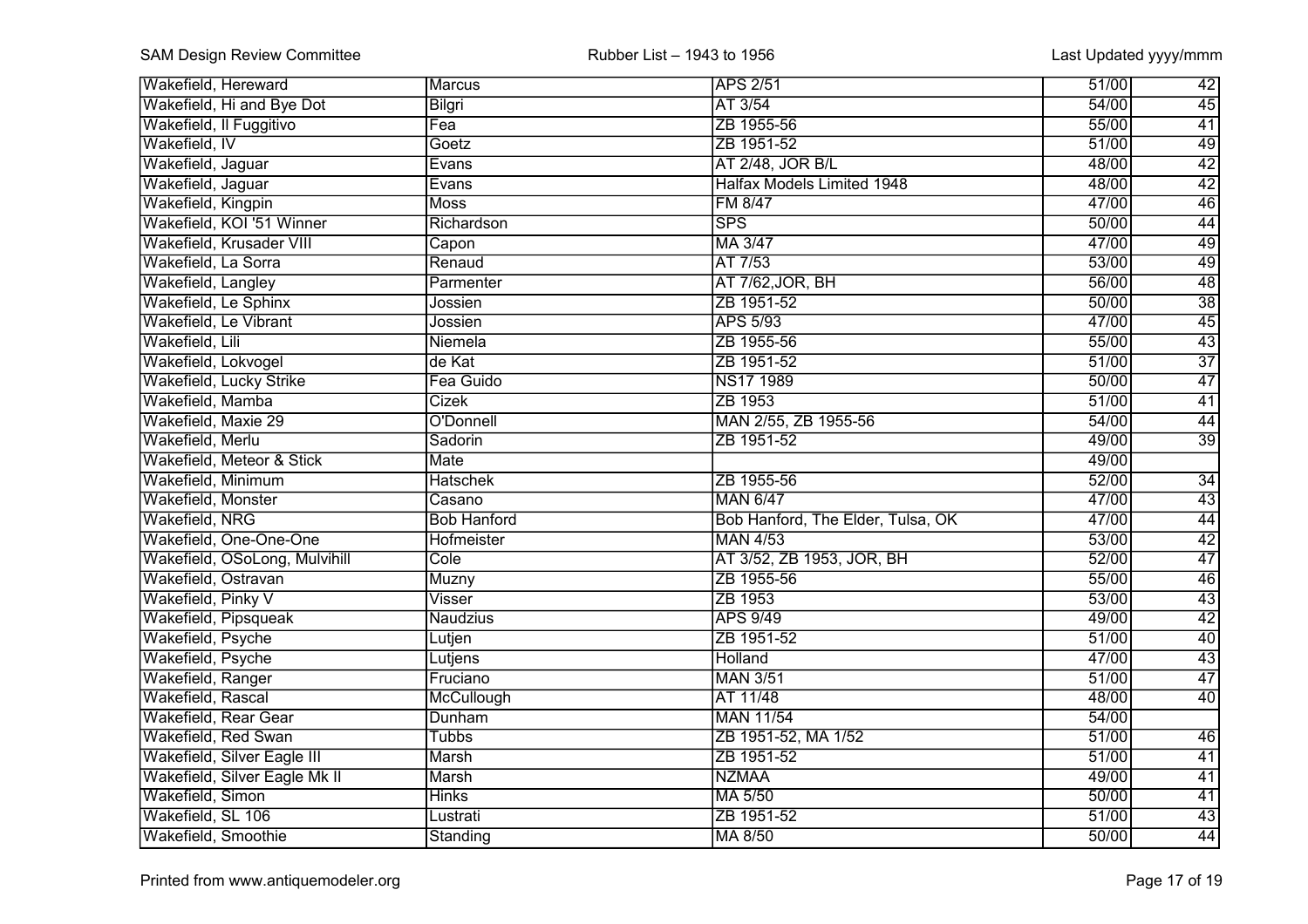| | | | | |
|---|---|---|---|---|
| Wakefield, Hereward | Marcus | APS 2/51 | 51/00 | 42 |
| Wakefield, Hi and Bye Dot | Bilgri | AT 3/54 | 54/00 | 45 |
| Wakefield, Il Fuggitivo | Fea | ZB 1955-56 | 55/00 | 41 |
| Wakefield, IV | Goetz | ZB 1951-52 | 51/00 | 49 |
| Wakefield, Jaguar | Evans | AT 2/48, JOR B/L | 48/00 | 42 |
| Wakefield, Jaguar | Evans | Halfax Models Limited 1948 | 48/00 | 42 |
| Wakefield, Kingpin | Moss | FM 8/47 | 47/00 | 46 |
| Wakefield, KOI '51 Winner | Richardson | SPS | 50/00 | 44 |
| Wakefield, Krusader VIII | Capon | MA 3/47 | 47/00 | 49 |
| Wakefield, La Sorra | Renaud | AT 7/53 | 53/00 | 49 |
| Wakefield, Langley | Parmenter | AT 7/62,JOR, BH | 56/00 | 48 |
| Wakefield, Le Sphinx | Jossien | ZB 1951-52 | 50/00 | 38 |
| Wakefield, Le Vibrant | Jossien | APS 5/93 | 47/00 | 45 |
| Wakefield, Lili | Niemela | ZB 1955-56 | 55/00 | 43 |
| Wakefield, Lokvogel | de Kat | ZB 1951-52 | 51/00 | 37 |
| Wakefield, Lucky Strike | Fea Guido | NS17 1989 | 50/00 | 47 |
| Wakefield, Mamba | Cizek | ZB 1953 | 51/00 | 41 |
| Wakefield, Maxie 29 | O'Donnell | MAN 2/55, ZB 1955-56 | 54/00 | 44 |
| Wakefield, Merlu | Sadorin | ZB 1951-52 | 49/00 | 39 |
| Wakefield, Meteor & Stick | Mate | | 49/00 | |
| Wakefield, Minimum | Hatschek | ZB 1955-56 | 52/00 | 34 |
| Wakefield, Monster | Casano | MAN 6/47 | 47/00 | 43 |
| Wakefield, NRG | Bob Hanford | Bob Hanford, The Elder, Tulsa, OK | 47/00 | 44 |
| Wakefield, One-One-One | Hofmeister | MAN 4/53 | 53/00 | 42 |
| Wakefield, OSoLong, Mulvihill | Cole | AT 3/52, ZB 1953, JOR, BH | 52/00 | 47 |
| Wakefield, Ostravan | Muzny | ZB 1955-56 | 55/00 | 46 |
| Wakefield, Pinky V | Visser | ZB 1953 | 53/00 | 43 |
| Wakefield, Pipsqueak | Naudzius | APS 9/49 | 49/00 | 42 |
| Wakefield, Psyche | Lutjen | ZB 1951-52 | 51/00 | 40 |
| Wakefield, Psyche | Lutjens | Holland | 47/00 | 43 |
| Wakefield, Ranger | Fruciano | MAN 3/51 | 51/00 | 47 |
| Wakefield, Rascal | McCullough | AT 11/48 | 48/00 | 40 |
| Wakefield, Rear Gear | Dunham | MAN 11/54 | 54/00 | |
| Wakefield, Red Swan | Tubbs | ZB 1951-52, MA 1/52 | 51/00 | 46 |
| Wakefield, Silver Eagle III | Marsh | ZB 1951-52 | 51/00 | 41 |
| Wakefield, Silver Eagle Mk II | Marsh | NZMAA | 49/00 | 41 |
| Wakefield, Simon | Hinks | MA 5/50 | 50/00 | 41 |
| Wakefield, SL 106 | Lustrati | ZB 1951-52 | 51/00 | 43 |
| Wakefield, Smoothie | Standing | MA 8/50 | 50/00 | 44 |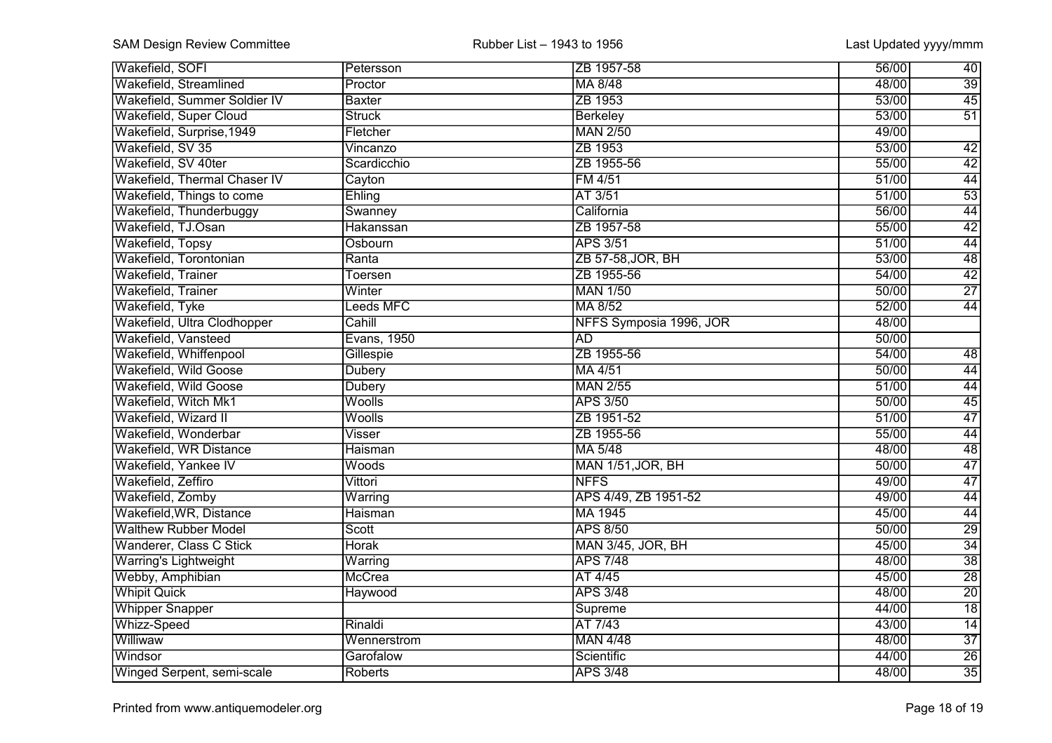| | | | | |
|---|---|---|---|---|
| Wakefield, SOFI | Petersson | ZB 1957-58 | 56/00 | 40 |
| Wakefield, Streamlined | Proctor | MA 8/48 | 48/00 | 39 |
| Wakefield, Summer Soldier IV | Baxter | ZB 1953 | 53/00 | 45 |
| Wakefield, Super Cloud | Struck | Berkeley | 53/00 | 51 |
| Wakefield, Surprise,1949 | Fletcher | MAN 2/50 | 49/00 | |
| Wakefield, SV 35 | Vincanzo | ZB 1953 | 53/00 | 42 |
| Wakefield, SV 40ter | Scardicchio | ZB 1955-56 | 55/00 | 42 |
| Wakefield, Thermal Chaser IV | Cayton | FM 4/51 | 51/00 | 44 |
| Wakefield, Things to come | Ehling | AT 3/51 | 51/00 | 53 |
| Wakefield, Thunderbuggy | Swanney | California | 56/00 | 44 |
| Wakefield, TJ.Osan | Hakanssan | ZB 1957-58 | 55/00 | 42 |
| Wakefield, Topsy | Osbourn | APS 3/51 | 51/00 | 44 |
| Wakefield, Torontonian | Ranta | ZB 57-58,JOR, BH | 53/00 | 48 |
| Wakefield, Trainer | Toersen | ZB 1955-56 | 54/00 | 42 |
| Wakefield, Trainer | Winter | MAN 1/50 | 50/00 | 27 |
| Wakefield, Tyke | Leeds MFC | MA 8/52 | 52/00 | 44 |
| Wakefield, Ultra Clodhopper | Cahill | NFFS Symposia 1996, JOR | 48/00 | |
| Wakefield, Vansteed | Evans, 1950 | AD | 50/00 | |
| Wakefield, Whiffenpool | Gillespie | ZB 1955-56 | 54/00 | 48 |
| Wakefield, Wild Goose | Dubery | MA 4/51 | 50/00 | 44 |
| Wakefield, Wild Goose | Dubery | MAN 2/55 | 51/00 | 44 |
| Wakefield, Witch Mk1 | Woolls | APS 3/50 | 50/00 | 45 |
| Wakefield, Wizard II | Woolls | ZB 1951-52 | 51/00 | 47 |
| Wakefield, Wonderbar | Visser | ZB 1955-56 | 55/00 | 44 |
| Wakefield, WR Distance | Haisman | MA 5/48 | 48/00 | 48 |
| Wakefield, Yankee IV | Woods | MAN 1/51,JOR, BH | 50/00 | 47 |
| Wakefield, Zeffiro | Vittori | NFFS | 49/00 | 47 |
| Wakefield, Zomby | Warring | APS 4/49, ZB 1951-52 | 49/00 | 44 |
| Wakefield,WR, Distance | Haisman | MA 1945 | 45/00 | 44 |
| Walthew Rubber Model | Scott | APS 8/50 | 50/00 | 29 |
| Wanderer, Class C Stick | Horak | MAN 3/45, JOR, BH | 45/00 | 34 |
| Warring's Lightweight | Warring | APS 7/48 | 48/00 | 38 |
| Webby, Amphibian | McCrea | AT 4/45 | 45/00 | 28 |
| Whipit Quick | Haywood | APS 3/48 | 48/00 | 20 |
| Whipper Snapper | | Supreme | 44/00 | 18 |
| Whizz-Speed | Rinaldi | AT 7/43 | 43/00 | 14 |
| Williwaw | Wennerstrom | MAN 4/48 | 48/00 | 37 |
| Windsor | Garofalow | Scientific | 44/00 | 26 |
| Winged Serpent, semi-scale | Roberts | APS 3/48 | 48/00 | 35 |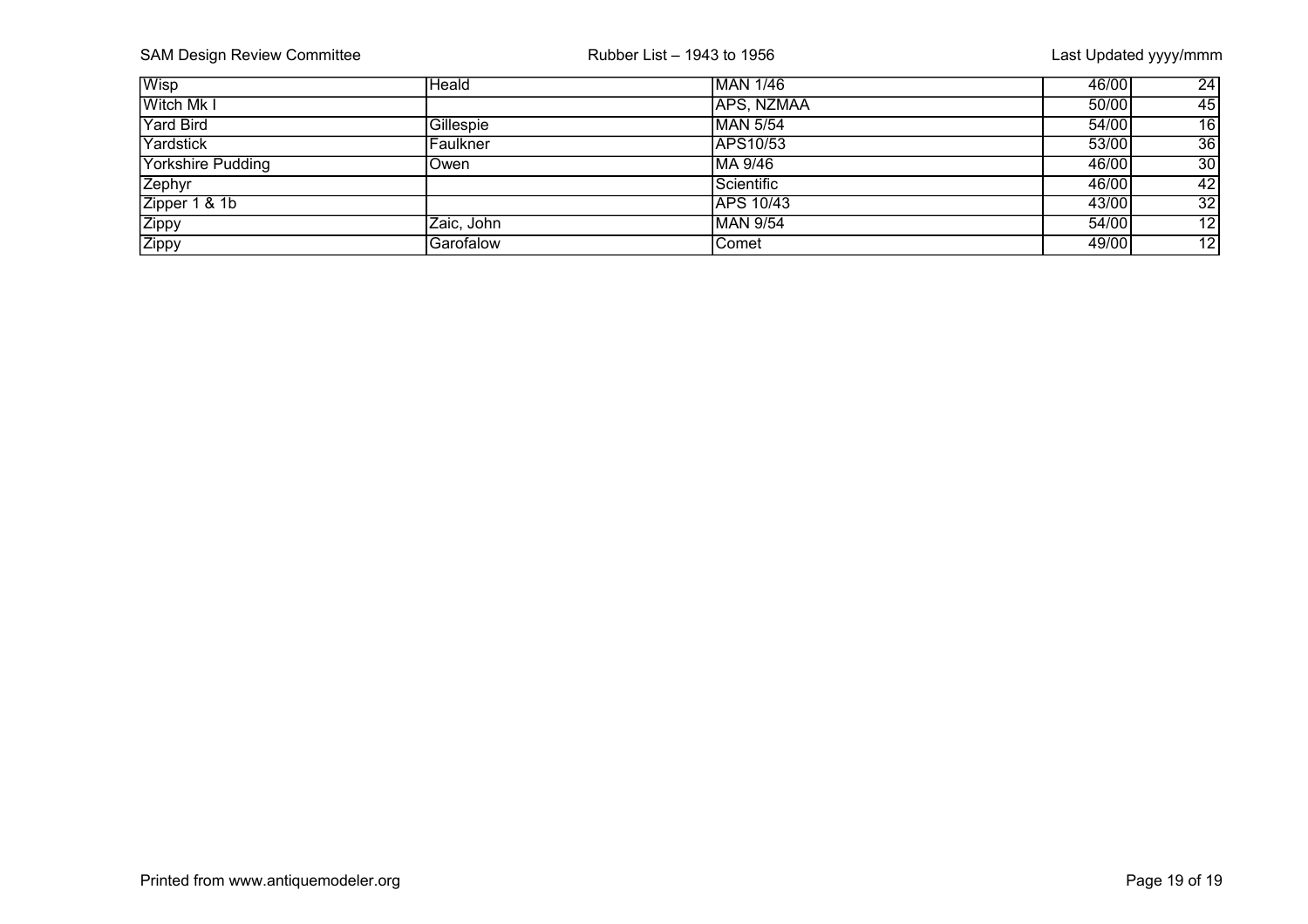| | | | | |
|---|---|---|---|---|
| Wisp | Heald | MAN 1/46 | 46/00 | 24 |
| Witch Mk I | | APS, NZMAA | 50/00 | 45 |
| Yard Bird | Gillespie | MAN 5/54 | 54/00 | 16 |
| Yardstick | Faulkner | APS10/53 | 53/00 | 36 |
| Yorkshire Pudding | Owen | MA 9/46 | 46/00 | 30 |
| Zephyr | | Scientific | 46/00 | 42 |
| Zipper 1 & 1b | | APS 10/43 | 43/00 | 32 |
| Zippy | Zaic, John | MAN 9/54 | 54/00 | 12 |
| Zippy | Garofalow | Comet | 49/00 | 12 |